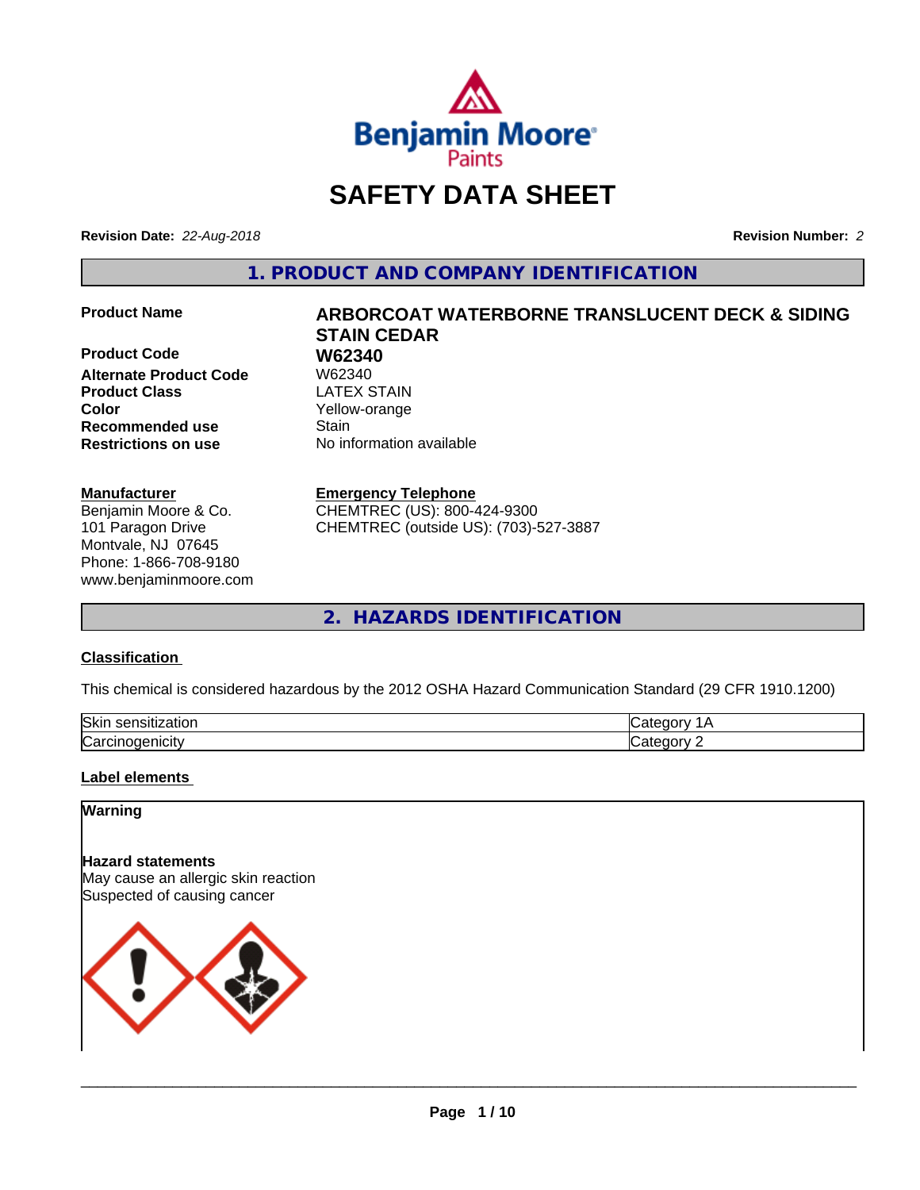# SAFETY DATA SHEET

**Revision Date:** *22-Aug-2018*

**Revision Number:** *2*

## 1. PRODUCT AND COMPANY IDENTIFICATION

| | |
|---|---|
| **Product Name** | **ARBORCOAT WATERBORNE TRANSLUCENT DECK & SIDING STAIN CEDAR** |
| **Product Code** | **W62340** |
| **Alternate Product Code** | W62340 |
| **Product Class** | LATEX STAIN |
| **Color** | Yellow-orange |
| **Recommended use** | Stain |
| **Restrictions on use** | No information available |

**Manufacturer**
Benjamin Moore & Co.
101 Paragon Drive
Montvale, NJ 07645
Phone: 1-866-708-9180
www.benjaminmoore.com

**Emergency Telephone**
CHEMTREC (US): 800-424-9300
CHEMTREC (outside US): (703)-527-3887

## 2. HAZARDS IDENTIFICATION

**Classification**

This chemical is considered hazardous by the 2012 OSHA Hazard Communication Standard (29 CFR 1910.1200)

| | |
|---|---|
| Skin sensitization | Category 1A |
| Carcinogenicity | Category 2 |

**Label elements**

**Warning**

**Hazard statements**
May cause an allergic skin reaction
Suspected of causing cancer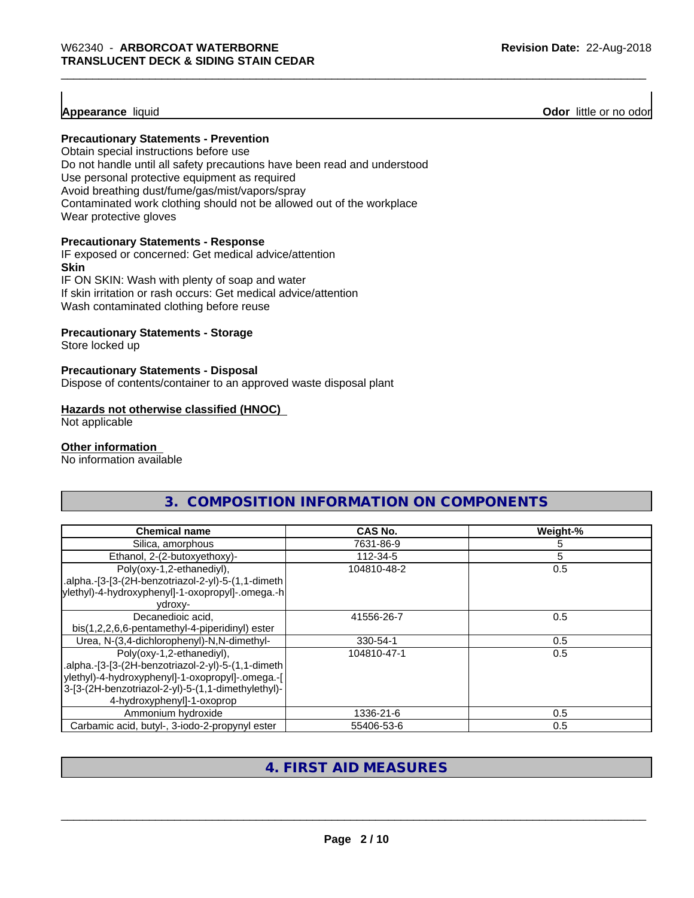**Appearance** liquid **Odor** little or no odor

**Precautionary Statements - Prevention**

Obtain special instructions before use
Do not handle until all safety precautions have been read and understood
Use personal protective equipment as required
Avoid breathing dust/fume/gas/mist/vapors/spray
Contaminated work clothing should not be allowed out of the workplace
Wear protective gloves

**Precautionary Statements - Response**

IF exposed or concerned: Get medical advice/attention

**Skin**

IF ON SKIN: Wash with plenty of soap and water
If skin irritation or rash occurs: Get medical advice/attention
Wash contaminated clothing before reuse

**Precautionary Statements - Storage**

Store locked up

**Precautionary Statements - Disposal**

Dispose of contents/container to an approved waste disposal plant

**Hazards not otherwise classified (HNOC)**

Not applicable

**Other information**

No information available

## 3. COMPOSITION INFORMATION ON COMPONENTS

| Chemical name | CAS No. | Weight-% |
|---|---|---|
| Silica, amorphous | 7631-86-9 | 5 |
| Ethanol, 2-(2-butoxyethoxy)- | 112-34-5 | 5 |
| Poly(oxy-1,2-ethanediyl), .alpha.-[3-[3-(2H-benzotriazol-2-yl)-5-(1,1-dimethylethyl)-4-hydroxyphenyl]-1-oxopropyl]-.omega.-hydroxy- | 104810-48-2 | 0.5 |
| Decanedioic acid, bis(1,2,2,6,6-pentamethyl-4-piperidinyl) ester | 41556-26-7 | 0.5 |
| Urea, N-(3,4-dichlorophenyl)-N,N-dimethyl- | 330-54-1 | 0.5 |
| Poly(oxy-1,2-ethanediyl), .alpha.-[3-[3-(2H-benzotriazol-2-yl)-5-(1,1-dimethylethyl)-4-hydroxyphenyl]-1-oxopropyl]-.omega.-[3-[3-(2H-benzotriazol-2-yl)-5-(1,1-dimethylethyl)-4-hydroxyphenyl]-1-oxoprop | 104810-47-1 | 0.5 |
| Ammonium hydroxide | 1336-21-6 | 0.5 |
| Carbamic acid, butyl-, 3-iodo-2-propynyl ester | 55406-53-6 | 0.5 |

## 4. FIRST AID MEASURES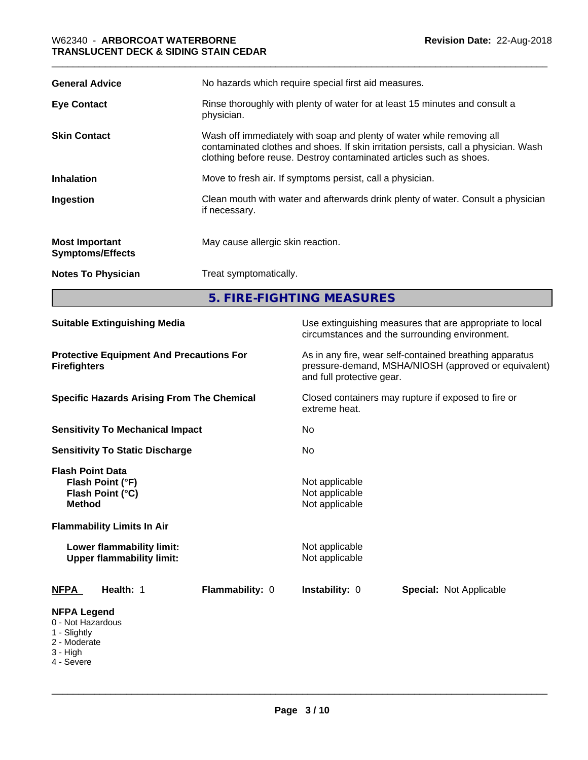| | |
|---|---|
| **General Advice** | No hazards which require special first aid measures. |
| **Eye Contact** | Rinse thoroughly with plenty of water for at least 15 minutes and consult a physician. |
| **Skin Contact** | Wash off immediately with soap and plenty of water while removing all contaminated clothes and shoes. If skin irritation persists, call a physician. Wash clothing before reuse. Destroy contaminated articles such as shoes. |
| **Inhalation** | Move to fresh air. If symptoms persist, call a physician. |
| **Ingestion** | Clean mouth with water and afterwards drink plenty of water. Consult a physician if necessary. |
| **Most Important Symptoms/Effects** | May cause allergic skin reaction. |
| **Notes To Physician** | Treat symptomatically. |

## 5. FIRE-FIGHTING MEASURES

| | |
|---|---|
| **Suitable Extinguishing Media** | Use extinguishing measures that are appropriate to local circumstances and the surrounding environment. |
| **Protective Equipment And Precautions For Firefighters** | As in any fire, wear self-contained breathing apparatus pressure-demand, MSHA/NIOSH (approved or equivalent) and full protective gear. |
| **Specific Hazards Arising From The Chemical** | Closed containers may rupture if exposed to fire or extreme heat. |
| **Sensitivity To Mechanical Impact** | No |
| **Sensitivity To Static Discharge** | No |

**Flash Point Data**

| | |
|---|---|
| **Flash Point (°F)** | Not applicable |
| **Flash Point (°C)** | Not applicable |
| **Method** | Not applicable |

**Flammability Limits In Air**

| | |
|---|---|
| **Lower flammability limit:** | Not applicable |
| **Upper flammability limit:** | Not applicable |

| NFPA | Health: 1 | Flammability: 0 | Instability: 0 | Special: Not Applicable |
|---|---|---|---|---|

**NFPA Legend**
- 0 - Not Hazardous
- 1 - Slightly
- 2 - Moderate
- 3 - High
- 4 - Severe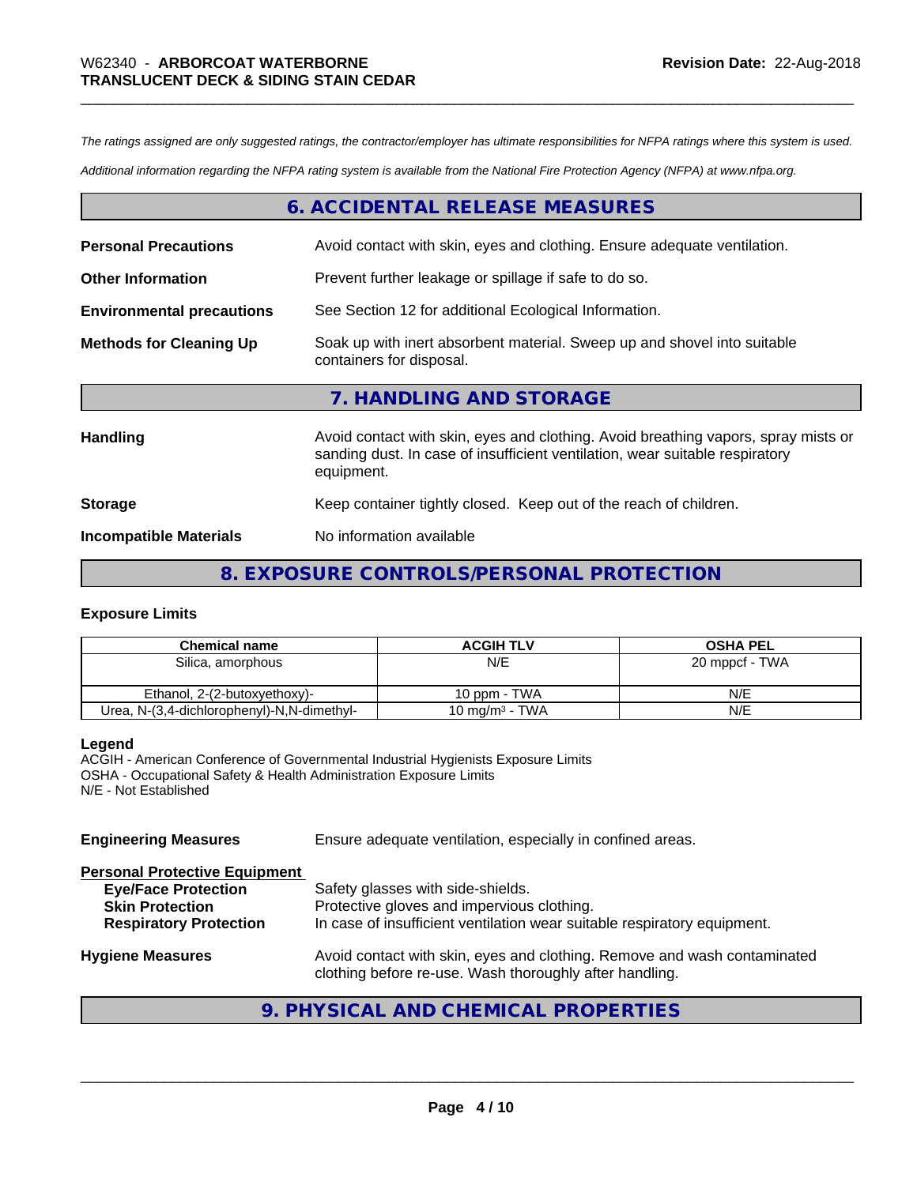*The ratings assigned are only suggested ratings, the contractor/employer has ultimate responsibilities for NFPA ratings where this system is used.*

*Additional information regarding the NFPA rating system is available from the National Fire Protection Agency (NFPA) at www.nfpa.org.*

## 6. ACCIDENTAL RELEASE MEASURES

**Personal Precautions** Avoid contact with skin, eyes and clothing. Ensure adequate ventilation.

**Other Information** Prevent further leakage or spillage if safe to do so.

**Environmental precautions** See Section 12 for additional Ecological Information.

**Methods for Cleaning Up** Soak up with inert absorbent material. Sweep up and shovel into suitable containers for disposal.

## 7. HANDLING AND STORAGE

**Handling** Avoid contact with skin, eyes and clothing. Avoid breathing vapors, spray mists or sanding dust. In case of insufficient ventilation, wear suitable respiratory equipment.

**Storage** Keep container tightly closed. Keep out of the reach of children.

**Incompatible Materials** No information available

## 8. EXPOSURE CONTROLS/PERSONAL PROTECTION

### Exposure Limits

| Chemical name | ACGIH TLV | OSHA PEL |
|---|---|---|
| Silica, amorphous | N/E | 20 mppcf - TWA |
| Ethanol, 2-(2-butoxyethoxy)- | 10 ppm - TWA | N/E |
| Urea, N-(3,4-dichlorophenyl)-N,N-dimethyl- | 10 mg/m³ - TWA | N/E |

**Legend**
ACGIH - American Conference of Governmental Industrial Hygienists Exposure Limits
OSHA - Occupational Safety & Health Administration Exposure Limits
N/E - Not Established

**Engineering Measures** Ensure adequate ventilation, especially in confined areas.

**Personal Protective Equipment**

- **Eye/Face Protection** Safety glasses with side-shields.
- **Skin Protection** Protective gloves and impervious clothing.
- **Respiratory Protection** In case of insufficient ventilation wear suitable respiratory equipment.

**Hygiene Measures** Avoid contact with skin, eyes and clothing. Remove and wash contaminated clothing before re-use. Wash thoroughly after handling.

## 9. PHYSICAL AND CHEMICAL PROPERTIES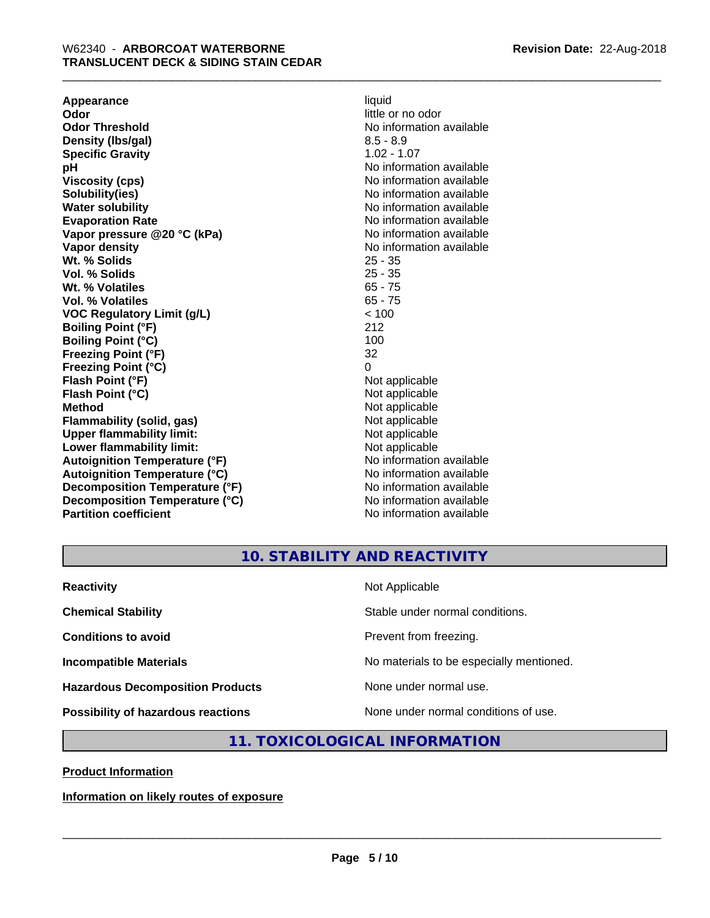| Property | Value |
| --- | --- |
| **Appearance** | liquid |
| **Odor** | little or no odor |
| **Odor Threshold** | No information available |
| **Density (lbs/gal)** | 8.5 - 8.9 |
| **Specific Gravity** | 1.02 - 1.07 |
| **pH** | No information available |
| **Viscosity (cps)** | No information available |
| **Solubility(ies)** | No information available |
| **Water solubility** | No information available |
| **Evaporation Rate** | No information available |
| **Vapor pressure @20 °C (kPa)** | No information available |
| **Vapor density** | No information available |
| **Wt. % Solids** | 25 - 35 |
| **Vol. % Solids** | 25 - 35 |
| **Wt. % Volatiles** | 65 - 75 |
| **Vol. % Volatiles** | 65 - 75 |
| **VOC Regulatory Limit (g/L)** | < 100 |
| **Boiling Point (°F)** | 212 |
| **Boiling Point (°C)** | 100 |
| **Freezing Point (°F)** | 32 |
| **Freezing Point (°C)** | 0 |
| **Flash Point (°F)** | Not applicable |
| **Flash Point (°C)** | Not applicable |
| **Method** | Not applicable |
| **Flammability (solid, gas)** | Not applicable |
| **Upper flammability limit:** | Not applicable |
| **Lower flammability limit:** | Not applicable |
| **Autoignition Temperature (°F)** | No information available |
| **Autoignition Temperature (°C)** | No information available |
| **Decomposition Temperature (°F)** | No information available |
| **Decomposition Temperature (°C)** | No information available |
| **Partition coefficient** | No information available |

## 10. STABILITY AND REACTIVITY

| | |
| --- | --- |
| **Reactivity** | Not Applicable |
| **Chemical Stability** | Stable under normal conditions. |
| **Conditions to avoid** | Prevent from freezing. |
| **Incompatible Materials** | No materials to be especially mentioned. |
| **Hazardous Decomposition Products** | None under normal use. |
| **Possibility of hazardous reactions** | None under normal conditions of use. |

## 11. TOXICOLOGICAL INFORMATION

**Product Information**

**Information on likely routes of exposure**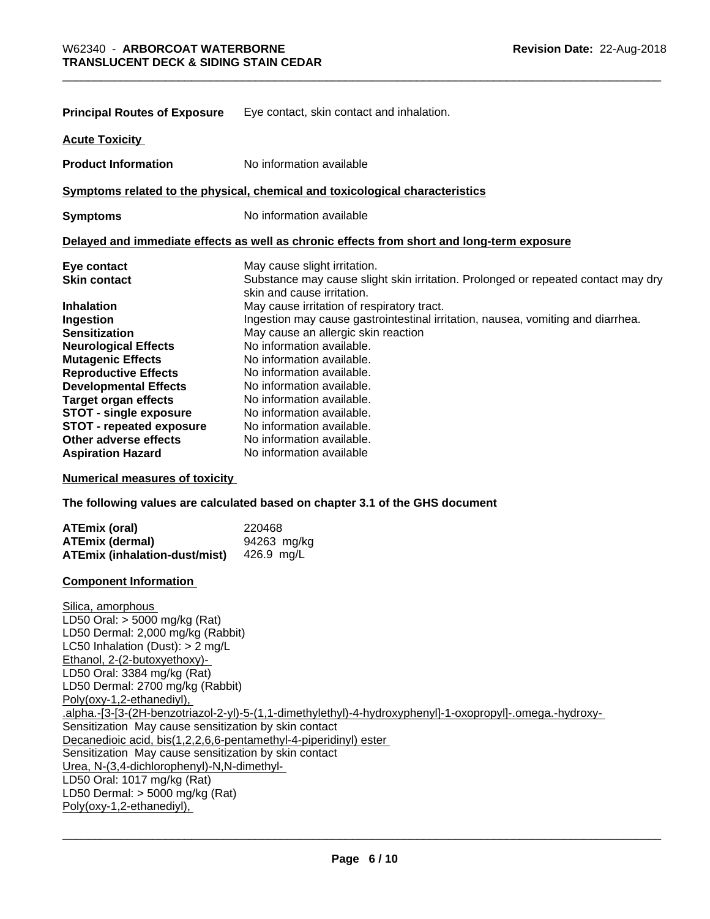**Principal Routes of Exposure** Eye contact, skin contact and inhalation.

**Acute Toxicity**

**Product Information** No information available

**Symptoms related to the physical, chemical and toxicological characteristics**

**Symptoms** No information available

**Delayed and immediate effects as well as chronic effects from short and long-term exposure**

| | |
|---|---|
| **Eye contact** | May cause slight irritation. |
| **Skin contact** | Substance may cause slight skin irritation. Prolonged or repeated contact may dry skin and cause irritation. |
| **Inhalation** | May cause irritation of respiratory tract. |
| **Ingestion** | Ingestion may cause gastrointestinal irritation, nausea, vomiting and diarrhea. |
| **Sensitization** | May cause an allergic skin reaction |
| **Neurological Effects** | No information available. |
| **Mutagenic Effects** | No information available. |
| **Reproductive Effects** | No information available. |
| **Developmental Effects** | No information available. |
| **Target organ effects** | No information available. |
| **STOT - single exposure** | No information available. |
| **STOT - repeated exposure** | No information available. |
| **Other adverse effects** | No information available. |
| **Aspiration Hazard** | No information available |

**Numerical measures of toxicity**

**The following values are calculated based on chapter 3.1 of the GHS document**

| | |
|---|---|
| **ATEmix (oral)** | 220468 |
| **ATEmix (dermal)** | 94263 mg/kg |
| **ATEmix (inhalation-dust/mist)** | 426.9 mg/L |

**Component Information**

Silica, amorphous
LD50 Oral: > 5000 mg/kg (Rat)
LD50 Dermal: 2,000 mg/kg (Rabbit)
LC50 Inhalation (Dust): > 2 mg/L

Ethanol, 2-(2-butoxyethoxy)-
LD50 Oral: 3384 mg/kg (Rat)
LD50 Dermal: 2700 mg/kg (Rabbit)

Poly(oxy-1,2-ethanediyl), .alpha.-[3-[3-(2H-benzotriazol-2-yl)-5-(1,1-dimethylethyl)-4-hydroxyphenyl]-1-oxopropyl]-.omega.-hydroxy-
Sensitization May cause sensitization by skin contact

Decanedioic acid, bis(1,2,2,6,6-pentamethyl-4-piperidinyl) ester
Sensitization May cause sensitization by skin contact

Urea, N-(3,4-dichlorophenyl)-N,N-dimethyl-
LD50 Oral: 1017 mg/kg (Rat)
LD50 Dermal: > 5000 mg/kg (Rat)

Poly(oxy-1,2-ethanediyl),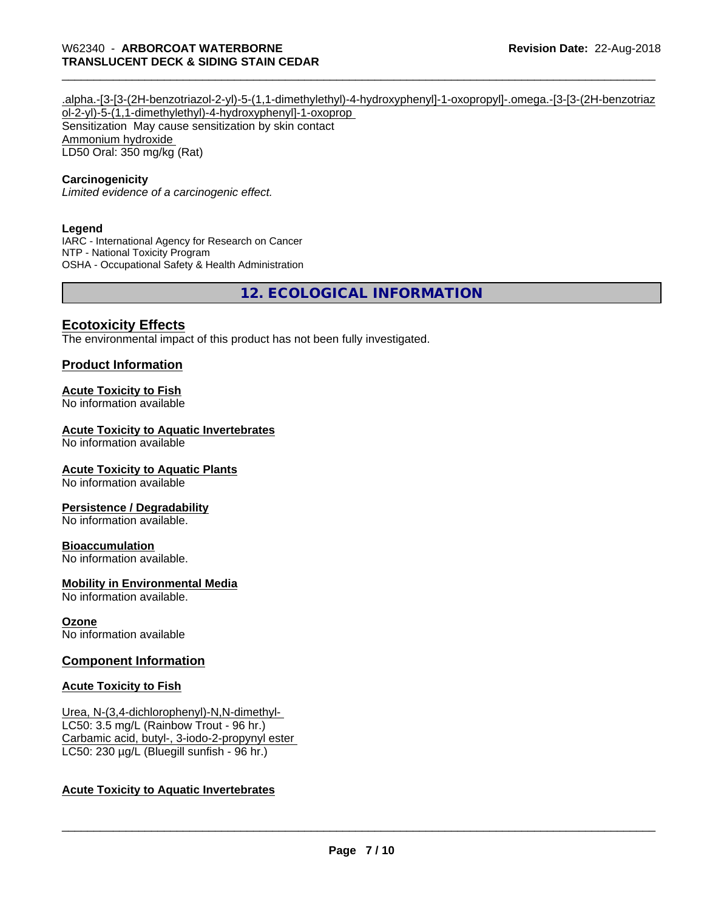.alpha.-[3-[3-(2H-benzotriazol-2-yl)-5-(1,1-dimethylethyl)-4-hydroxyphenyl]-1-oxopropyl]-.omega.-[3-[3-(2H-benzotriazol-2-yl)-5-(1,1-dimethylethyl)-4-hydroxyphenyl]-1-oxoprop
Sensitization May cause sensitization by skin contact
Ammonium hydroxide
LD50 Oral: 350 mg/kg (Rat)

**Carcinogenicity**
*Limited evidence of a carcinogenic effect.*

**Legend**
IARC - International Agency for Research on Cancer
NTP - National Toxicity Program
OSHA - Occupational Safety & Health Administration

# 12. ECOLOGICAL INFORMATION

## Ecotoxicity Effects

The environmental impact of this product has not been fully investigated.

## Product Information

### Acute Toxicity to Fish

No information available

### Acute Toxicity to Aquatic Invertebrates

No information available

### Acute Toxicity to Aquatic Plants

No information available

### Persistence / Degradability

No information available.

### Bioaccumulation

No information available.

### Mobility in Environmental Media

No information available.

### Ozone

No information available

## Component Information

### Acute Toxicity to Fish

Urea, N-(3,4-dichlorophenyl)-N,N-dimethyl-
LC50: 3.5 mg/L (Rainbow Trout - 96 hr.)
Carbamic acid, butyl-, 3-iodo-2-propynyl ester
LC50: 230 µg/L (Bluegill sunfish - 96 hr.)

### Acute Toxicity to Aquatic Invertebrates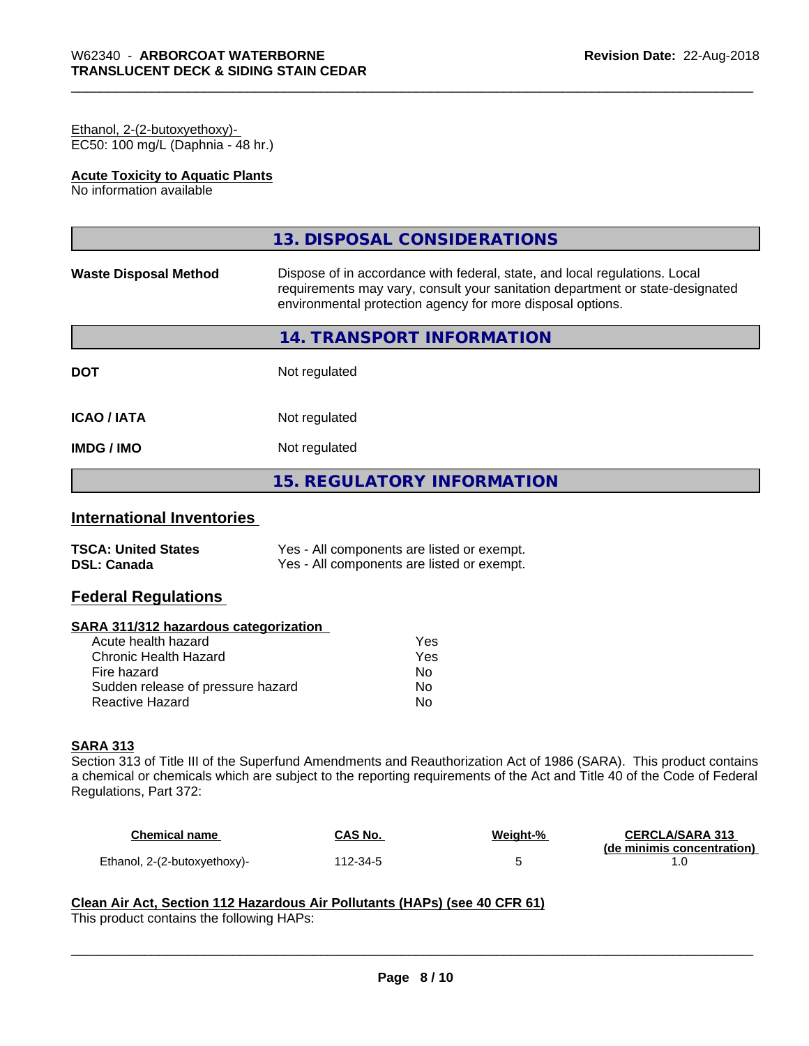Ethanol, 2-(2-butoxyethoxy)-
EC50: 100 mg/L (Daphnia - 48 hr.)

**Acute Toxicity to Aquatic Plants**
No information available

## 13. DISPOSAL CONSIDERATIONS

**Waste Disposal Method** Dispose of in accordance with federal, state, and local regulations. Local requirements may vary, consult your sanitation department or state-designated environmental protection agency for more disposal options.

## 14. TRANSPORT INFORMATION

**DOT** Not regulated

**ICAO / IATA** Not regulated

**IMDG / IMO** Not regulated

## 15. REGULATORY INFORMATION

### International Inventories

**TSCA: United States** Yes - All components are listed or exempt.
**DSL: Canada** Yes - All components are listed or exempt.

### Federal Regulations

**SARA 311/312 hazardous categorization**

| | |
|---|---|
| Acute health hazard | Yes |
| Chronic Health Hazard | Yes |
| Fire hazard | No |
| Sudden release of pressure hazard | No |
| Reactive Hazard | No |

**SARA 313**
Section 313 of Title III of the Superfund Amendments and Reauthorization Act of 1986 (SARA). This product contains a chemical or chemicals which are subject to the reporting requirements of the Act and Title 40 of the Code of Federal Regulations, Part 372:

| Chemical name | CAS No. | Weight-% | CERCLA/SARA 313 (de minimis concentration) |
|---|---|---|---|
| Ethanol, 2-(2-butoxyethoxy)- | 112-34-5 | 5 | 1.0 |

**Clean Air Act, Section 112 Hazardous Air Pollutants (HAPs) (see 40 CFR 61)**
This product contains the following HAPs: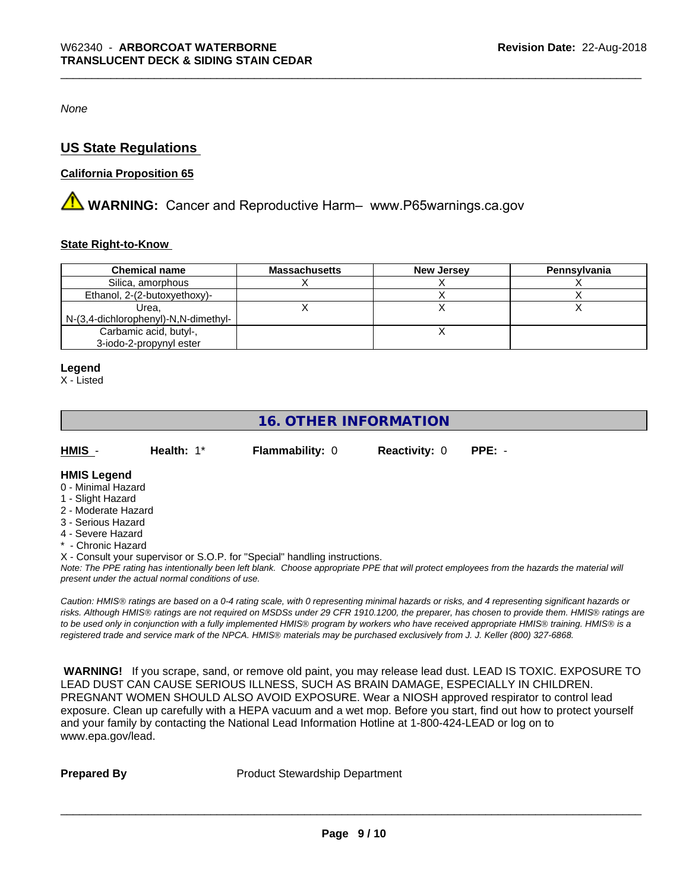*None*

## US State Regulations

### California Proposition 65

⚠ **WARNING:** Cancer and Reproductive Harm– www.P65warnings.ca.gov

### State Right-to-Know

| Chemical name | Massachusetts | New Jersey | Pennsylvania |
|---|---|---|---|
| Silica, amorphous | X | X | X |
| Ethanol, 2-(2-butoxyethoxy)- | | X | X |
| Urea, N-(3,4-dichlorophenyl)-N,N-dimethyl- | X | X | X |
| Carbamic acid, butyl-, 3-iodo-2-propynyl ester | | X | |

**Legend**
X - Listed

## 16. OTHER INFORMATION

**HMIS** - **Health:** 1* **Flammability:** 0 **Reactivity:** 0 **PPE:** -

**HMIS Legend**
0 - Minimal Hazard
1 - Slight Hazard
2 - Moderate Hazard
3 - Serious Hazard
4 - Severe Hazard
* - Chronic Hazard
X - Consult your supervisor or S.O.P. for "Special" handling instructions.

*Note: The PPE rating has intentionally been left blank. Choose appropriate PPE that will protect employees from the hazards the material will present under the actual normal conditions of use.*

*Caution: HMIS® ratings are based on a 0-4 rating scale, with 0 representing minimal hazards or risks, and 4 representing significant hazards or risks. Although HMIS® ratings are not required on MSDSs under 29 CFR 1910.1200, the preparer, has chosen to provide them. HMIS® ratings are to be used only in conjunction with a fully implemented HMIS® program by workers who have received appropriate HMIS® training. HMIS® is a registered trade and service mark of the NPCA. HMIS® materials may be purchased exclusively from J. J. Keller (800) 327-6868.*

**WARNING!** If you scrape, sand, or remove old paint, you may release lead dust. LEAD IS TOXIC. EXPOSURE TO LEAD DUST CAN CAUSE SERIOUS ILLNESS, SUCH AS BRAIN DAMAGE, ESPECIALLY IN CHILDREN. PREGNANT WOMEN SHOULD ALSO AVOID EXPOSURE. Wear a NIOSH approved respirator to control lead exposure. Clean up carefully with a HEPA vacuum and a wet mop. Before you start, find out how to protect yourself and your family by contacting the National Lead Information Hotline at 1-800-424-LEAD or log on to www.epa.gov/lead.

**Prepared By** Product Stewardship Department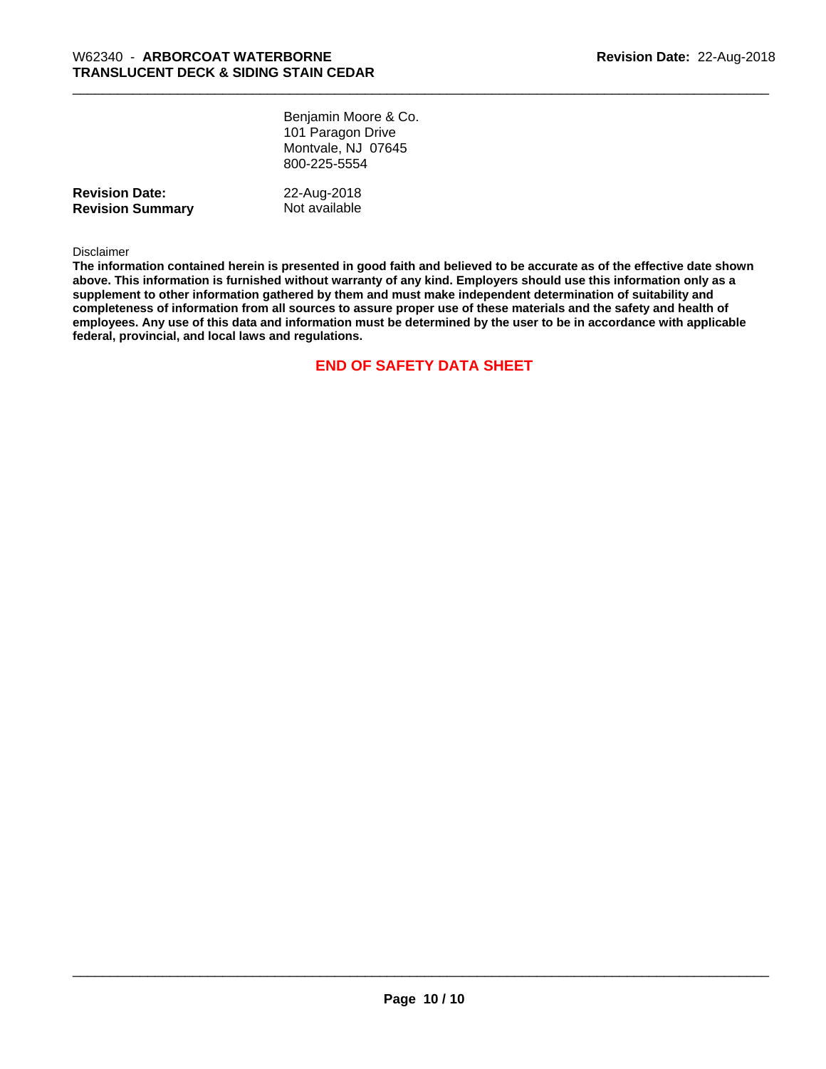Benjamin Moore & Co.
101 Paragon Drive
Montvale, NJ 07645
800-225-5554

**Revision Date:** 22-Aug-2018
**Revision Summary** Not available

Disclaimer

**The information contained herein is presented in good faith and believed to be accurate as of the effective date shown above. This information is furnished without warranty of any kind. Employers should use this information only as a supplement to other information gathered by them and must make independent determination of suitability and completeness of information from all sources to assure proper use of these materials and the safety and health of employees. Any use of this data and information must be determined by the user to be in accordance with applicable federal, provincial, and local laws and regulations.**

**END OF SAFETY DATA SHEET**